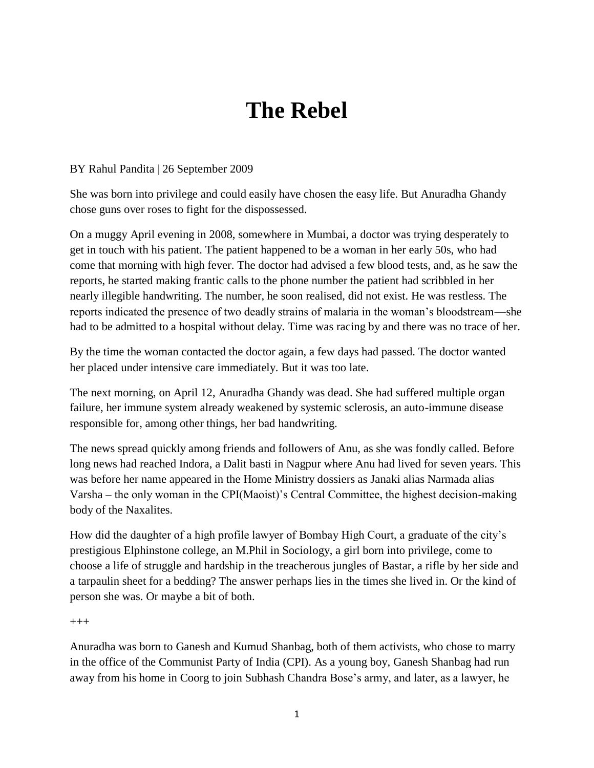# The Rebel

BY Rahul Pandita | 26 September 2009

She was born into privilege and could easily have chosen the easy life. But Anuradha Ghandy chose guns over roses to fight for the dispossessed.

On a muggy April evening in 2008, somewhere in Mumbai, a doctor was trying desperately to get in touch with his patient. The patient happened to be a woman in her early 50s, who had come that morning with high fever. The doctor had advised a few blood tests, and, as he saw the reports, he started making frantic calls to the phone number the patient had scribbled in her nearly illegible handwriting. The number, he soon realised, did not exist. He was restless. The reports indicated the presence of two deadly strains of malaria in the woman's bloodstream—she had to be admitted to a hospital without delay. Time was racing by and there was no trace of her.

By the time the woman contacted the doctor again, a few days had passed. The doctor wanted her placed under intensive care immediately. But it was too late.

The next morning, on April 12, Anuradha Ghandy was dead. She had suffered multiple organ failure, her immune system already weakened by systemic sclerosis, an auto-immune disease responsible for, among other things, her bad handwriting.

The news spread quickly among friends and followers of Anu, as she was fondly called. Before long news had reached Indora, a Dalit basti in Nagpur where Anu had lived for seven years. This was before her name appeared in the Home Ministry dossiers as Janaki alias Narmada alias Varsha – the only woman in the CPI(Maoist)'s Central Committee, the highest decision-making body of the Naxalites.

How did the daughter of a high profile lawyer of Bombay High Court, a graduate of the city's prestigious Elphinstone college, an M.Phil in Sociology, a girl born into privilege, come to choose a life of struggle and hardship in the treacherous jungles of Bastar, a rifle by her side and a tarpaulin sheet for a bedding? The answer perhaps lies in the times she lived in. Or the kind of person she was. Or maybe a bit of both.

+++

Anuradha was born to Ganesh and Kumud Shanbag, both of them activists, who chose to marry in the office of the Communist Party of India (CPI). As a young boy, Ganesh Shanbag had run away from his home in Coorg to join Subhash Chandra Bose's army, and later, as a lawyer, he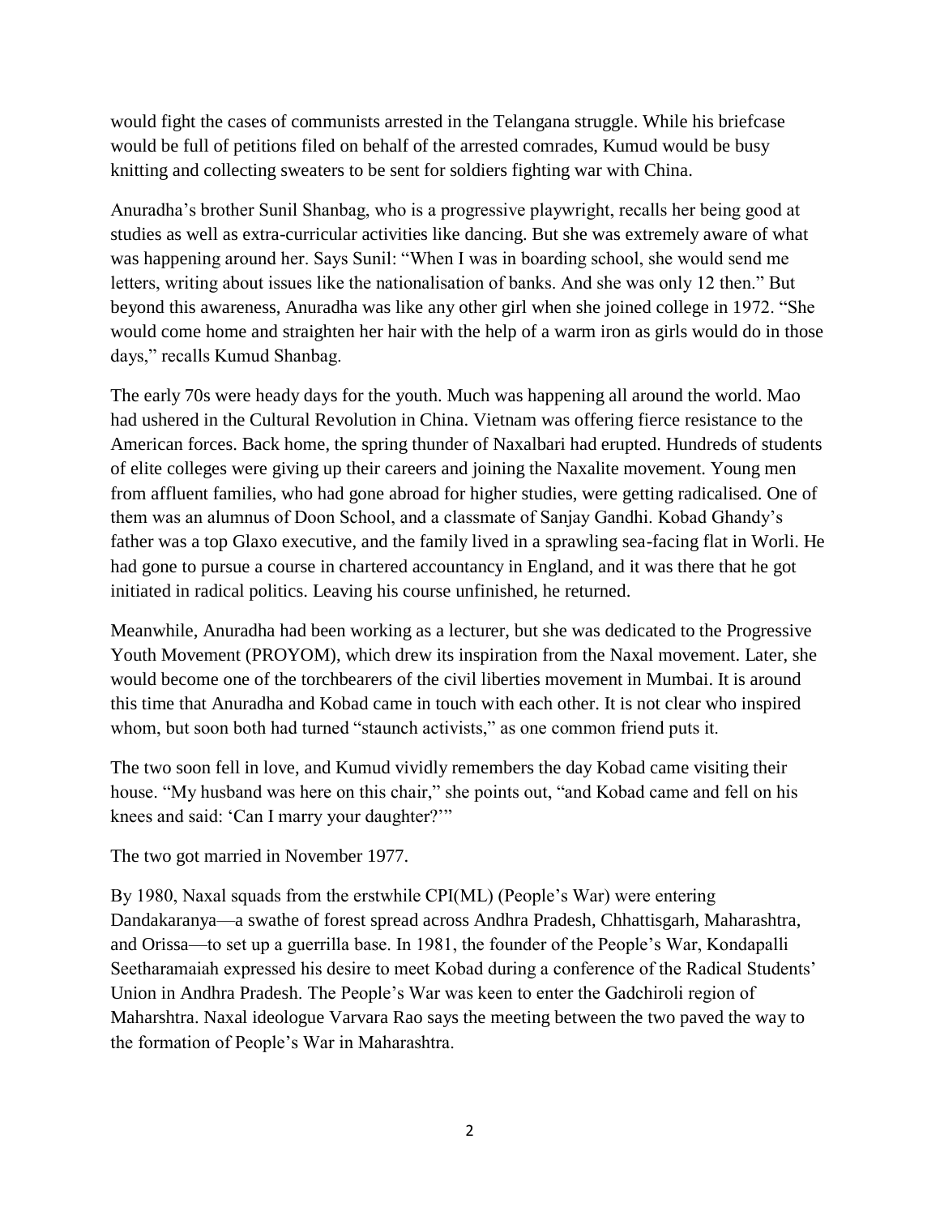would fight the cases of communists arrested in the Telangana struggle. While his briefcase would be full of petitions filed on behalf of the arrested comrades, Kumud would be busy knitting and collecting sweaters to be sent for soldiers fighting war with China.

Anuradha's brother Sunil Shanbag, who is a progressive playwright, recalls her being good at studies as well as extra-curricular activities like dancing. But she was extremely aware of what was happening around her. Says Sunil: "When I was in boarding school, she would send me letters, writing about issues like the nationalisation of banks. And she was only 12 then." But beyond this awareness, Anuradha was like any other girl when she joined college in 1972. "She would come home and straighten her hair with the help of a warm iron as girls would do in those days," recalls Kumud Shanbag.

The early 70s were heady days for the youth. Much was happening all around the world. Mao had ushered in the Cultural Revolution in China. Vietnam was offering fierce resistance to the American forces. Back home, the spring thunder of Naxalbari had erupted. Hundreds of students of elite colleges were giving up their careers and joining the Naxalite movement. Young men from affluent families, who had gone abroad for higher studies, were getting radicalised. One of them was an alumnus of Doon School, and a classmate of Sanjay Gandhi. Kobad Ghandy's father was a top Glaxo executive, and the family lived in a sprawling sea-facing flat in Worli. He had gone to pursue a course in chartered accountancy in England, and it was there that he got initiated in radical politics. Leaving his course unfinished, he returned.

Meanwhile, Anuradha had been working as a lecturer, but she was dedicated to the Progressive Youth Movement (PROYOM), which drew its inspiration from the Naxal movement. Later, she would become one of the torchbearers of the civil liberties movement in Mumbai. It is around this time that Anuradha and Kobad came in touch with each other. It is not clear who inspired whom, but soon both had turned "staunch activists," as one common friend puts it.

The two soon fell in love, and Kumud vividly remembers the day Kobad came visiting their house. "My husband was here on this chair," she points out, "and Kobad came and fell on his knees and said: 'Can I marry your daughter?'"

The two got married in November 1977.

By 1980, Naxal squads from the erstwhile CPI(ML) (People's War) were entering Dandakaranya—a swathe of forest spread across Andhra Pradesh, Chhattisgarh, Maharashtra, and Orissa—to set up a guerrilla base. In 1981, the founder of the People's War, Kondapalli Seetharamaiah expressed his desire to meet Kobad during a conference of the Radical Students' Union in Andhra Pradesh. The People's War was keen to enter the Gadchiroli region of Maharshtra. Naxal ideologue Varvara Rao says the meeting between the two paved the way to the formation of People's War in Maharashtra.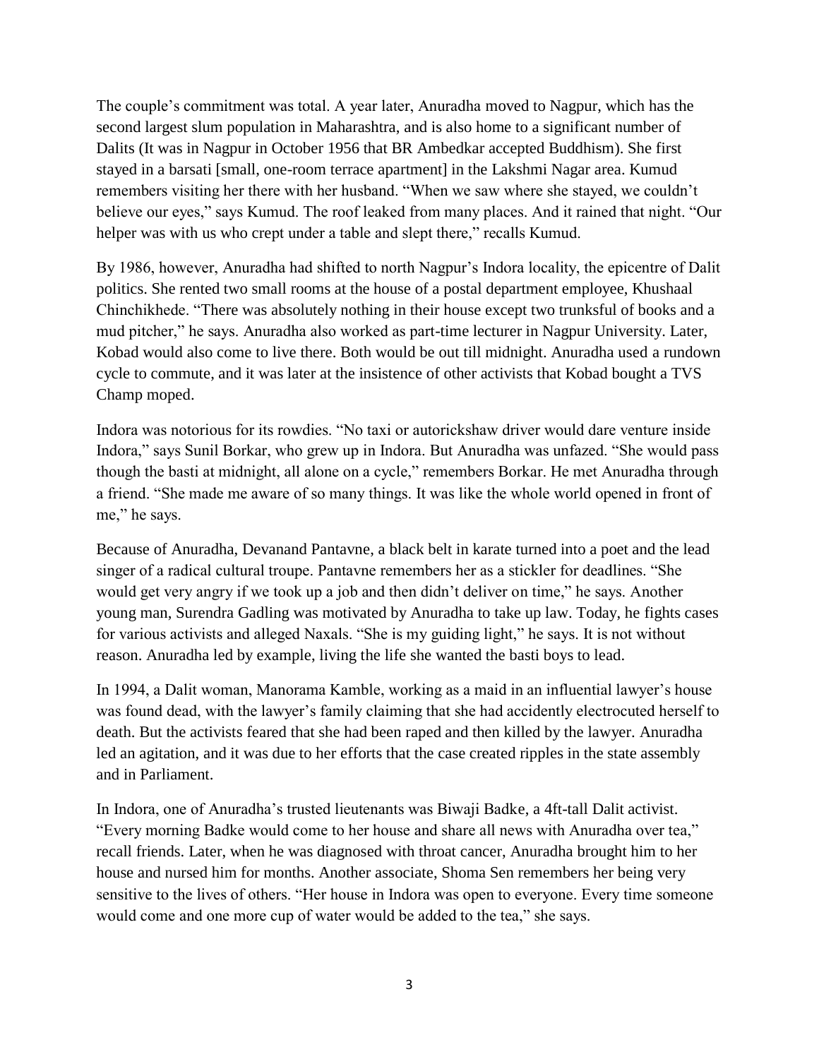The couple's commitment was total. A year later, Anuradha moved to Nagpur, which has the second largest slum population in Maharashtra, and is also home to a significant number of Dalits (It was in Nagpur in October 1956 that BR Ambedkar accepted Buddhism). She first stayed in a barsati [small, one-room terrace apartment] in the Lakshmi Nagar area. Kumud remembers visiting her there with her husband. "When we saw where she stayed, we couldn't believe our eyes," says Kumud. The roof leaked from many places. And it rained that night. "Our helper was with us who crept under a table and slept there," recalls Kumud.

By 1986, however, Anuradha had shifted to north Nagpur's Indora locality, the epicentre of Dalit politics. She rented two small rooms at the house of a postal department employee, Khushaal Chinchikhede. "There was absolutely nothing in their house except two trunksful of books and a mud pitcher," he says. Anuradha also worked as part-time lecturer in Nagpur University. Later, Kobad would also come to live there. Both would be out till midnight. Anuradha used a rundown cycle to commute, and it was later at the insistence of other activists that Kobad bought a TVS Champ moped.

Indora was notorious for its rowdies. "No taxi or autorickshaw driver would dare venture inside Indora," says Sunil Borkar, who grew up in Indora. But Anuradha was unfazed. "She would pass though the basti at midnight, all alone on a cycle," remembers Borkar. He met Anuradha through a friend. "She made me aware of so many things. It was like the whole world opened in front of me," he says.

Because of Anuradha, Devanand Pantavne, a black belt in karate turned into a poet and the lead singer of a radical cultural troupe. Pantavne remembers her as a stickler for deadlines. "She would get very angry if we took up a job and then didn't deliver on time," he says. Another young man, Surendra Gadling was motivated by Anuradha to take up law. Today, he fights cases for various activists and alleged Naxals. "She is my guiding light," he says. It is not without reason. Anuradha led by example, living the life she wanted the basti boys to lead.

In 1994, a Dalit woman, Manorama Kamble, working as a maid in an influential lawyer's house was found dead, with the lawyer's family claiming that she had accidently electrocuted herself to death. But the activists feared that she had been raped and then killed by the lawyer. Anuradha led an agitation, and it was due to her efforts that the case created ripples in the state assembly and in Parliament.

In Indora, one of Anuradha's trusted lieutenants was Biwaji Badke, a 4ft-tall Dalit activist. "Every morning Badke would come to her house and share all news with Anuradha over tea," recall friends. Later, when he was diagnosed with throat cancer, Anuradha brought him to her house and nursed him for months. Another associate, Shoma Sen remembers her being very sensitive to the lives of others. "Her house in Indora was open to everyone. Every time someone would come and one more cup of water would be added to the tea," she says.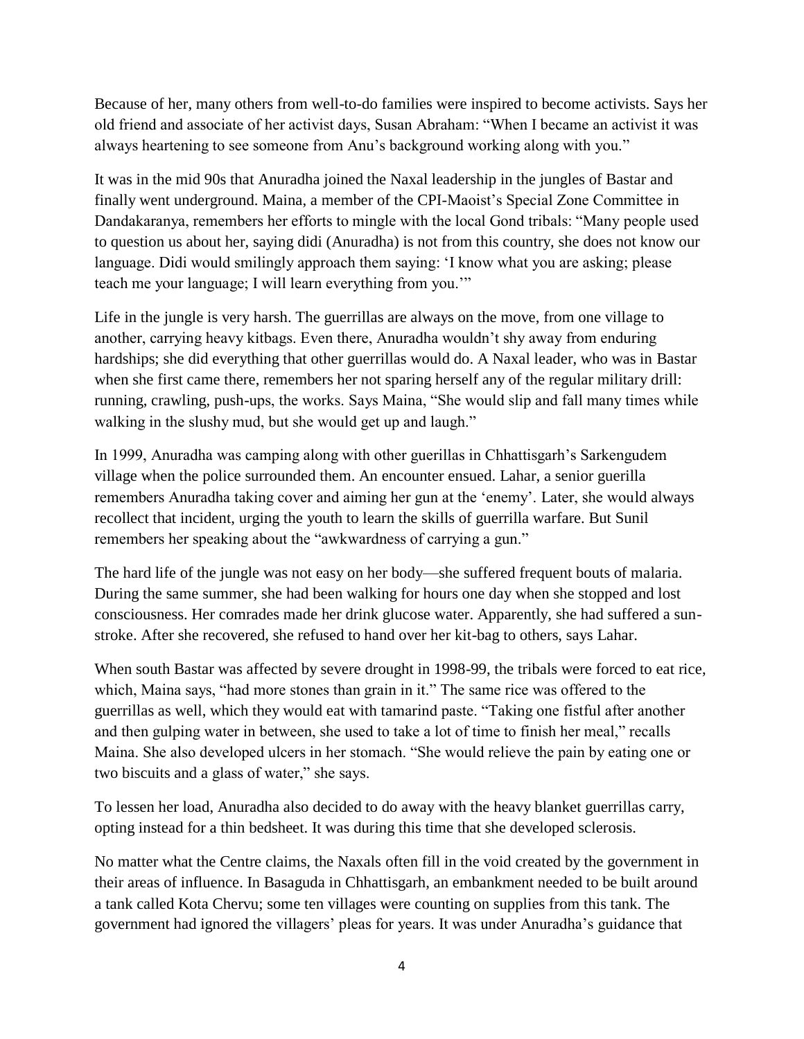Because of her, many others from well-to-do families were inspired to become activists. Says her old friend and associate of her activist days, Susan Abraham: "When I became an activist it was always heartening to see someone from Anu's background working along with you."

It was in the mid 90s that Anuradha joined the Naxal leadership in the jungles of Bastar and finally went underground. Maina, a member of the CPI-Maoist's Special Zone Committee in Dandakaranya, remembers her efforts to mingle with the local Gond tribals: "Many people used to question us about her, saying didi (Anuradha) is not from this country, she does not know our language. Didi would smilingly approach them saying: 'I know what you are asking; please teach me your language; I will learn everything from you.'"

Life in the jungle is very harsh. The guerrillas are always on the move, from one village to another, carrying heavy kitbags. Even there, Anuradha wouldn't shy away from enduring hardships; she did everything that other guerrillas would do. A Naxal leader, who was in Bastar when she first came there, remembers her not sparing herself any of the regular military drill: running, crawling, push-ups, the works. Says Maina, "She would slip and fall many times while walking in the slushy mud, but she would get up and laugh."

In 1999, Anuradha was camping along with other guerillas in Chhattisgarh's Sarkengudem village when the police surrounded them. An encounter ensued. Lahar, a senior guerilla remembers Anuradha taking cover and aiming her gun at the 'enemy'. Later, she would always recollect that incident, urging the youth to learn the skills of guerrilla warfare. But Sunil remembers her speaking about the "awkwardness of carrying a gun."

The hard life of the jungle was not easy on her body—she suffered frequent bouts of malaria. During the same summer, she had been walking for hours one day when she stopped and lost consciousness. Her comrades made her drink glucose water. Apparently, she had suffered a sun-stroke. After she recovered, she refused to hand over her kit-bag to others, says Lahar.

When south Bastar was affected by severe drought in 1998-99, the tribals were forced to eat rice, which, Maina says, "had more stones than grain in it." The same rice was offered to the guerrillas as well, which they would eat with tamarind paste. "Taking one fistful after another and then gulping water in between, she used to take a lot of time to finish her meal," recalls Maina. She also developed ulcers in her stomach. "She would relieve the pain by eating one or two biscuits and a glass of water," she says.

To lessen her load, Anuradha also decided to do away with the heavy blanket guerrillas carry, opting instead for a thin bedsheet. It was during this time that she developed sclerosis.

No matter what the Centre claims, the Naxals often fill in the void created by the government in their areas of influence. In Basaguda in Chhattisgarh, an embankment needed to be built around a tank called Kota Chervu; some ten villages were counting on supplies from this tank. The government had ignored the villagers' pleas for years. It was under Anuradha's guidance that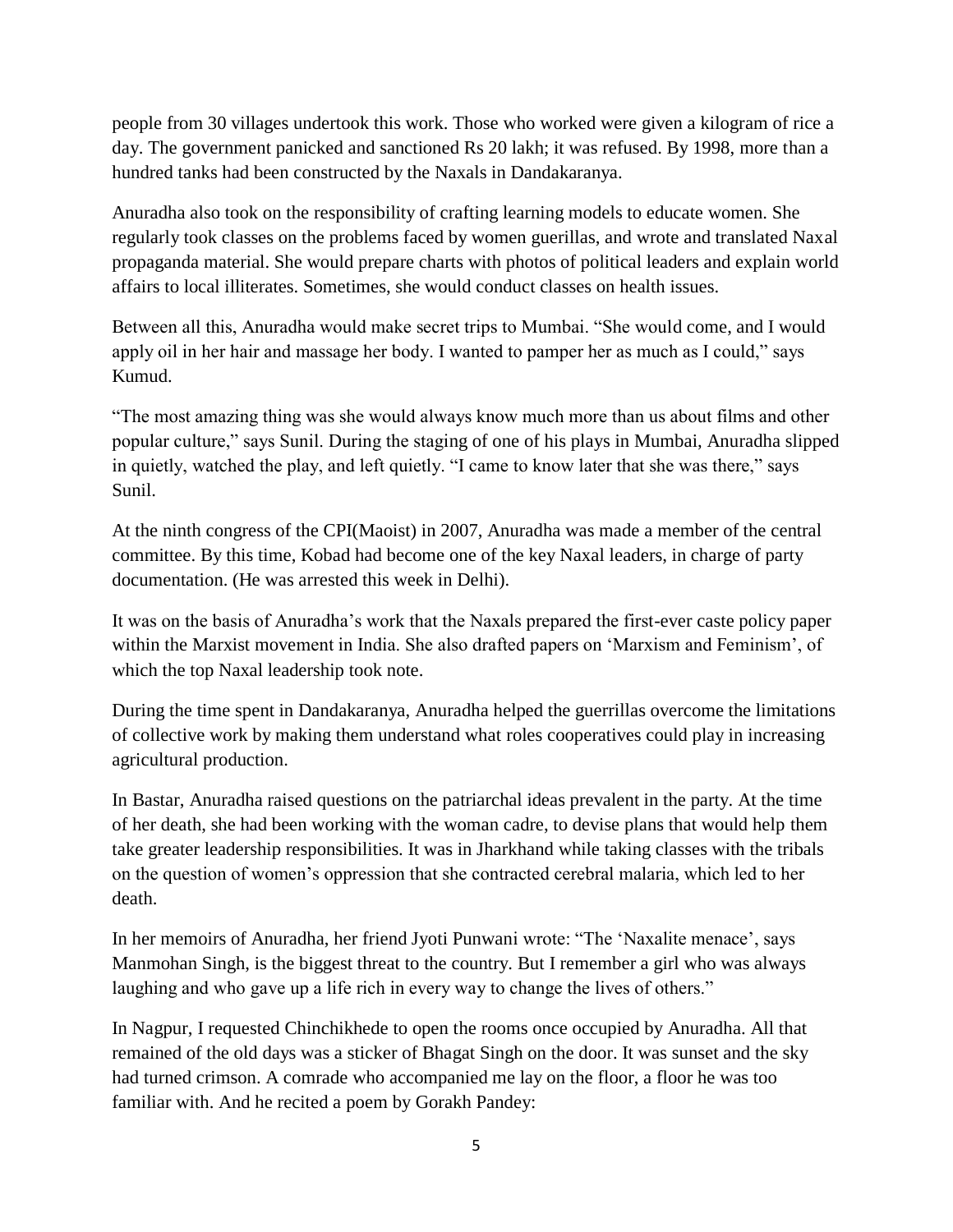people from 30 villages undertook this work. Those who worked were given a kilogram of rice a day. The government panicked and sanctioned Rs 20 lakh; it was refused. By 1998, more than a hundred tanks had been constructed by the Naxals in Dandakaranya.

Anuradha also took on the responsibility of crafting learning models to educate women. She regularly took classes on the problems faced by women guerillas, and wrote and translated Naxal propaganda material. She would prepare charts with photos of political leaders and explain world affairs to local illiterates. Sometimes, she would conduct classes on health issues.

Between all this, Anuradha would make secret trips to Mumbai. "She would come, and I would apply oil in her hair and massage her body. I wanted to pamper her as much as I could," says Kumud.

"The most amazing thing was she would always know much more than us about films and other popular culture," says Sunil. During the staging of one of his plays in Mumbai, Anuradha slipped in quietly, watched the play, and left quietly. "I came to know later that she was there," says Sunil.

At the ninth congress of the CPI(Maoist) in 2007, Anuradha was made a member of the central committee. By this time, Kobad had become one of the key Naxal leaders, in charge of party documentation. (He was arrested this week in Delhi).

It was on the basis of Anuradha's work that the Naxals prepared the first-ever caste policy paper within the Marxist movement in India. She also drafted papers on 'Marxism and Feminism', of which the top Naxal leadership took note.

During the time spent in Dandakaranya, Anuradha helped the guerrillas overcome the limitations of collective work by making them understand what roles cooperatives could play in increasing agricultural production.

In Bastar, Anuradha raised questions on the patriarchal ideas prevalent in the party. At the time of her death, she had been working with the woman cadre, to devise plans that would help them take greater leadership responsibilities. It was in Jharkhand while taking classes with the tribals on the question of women's oppression that she contracted cerebral malaria, which led to her death.

In her memoirs of Anuradha, her friend Jyoti Punwani wrote: "The 'Naxalite menace', says Manmohan Singh, is the biggest threat to the country. But I remember a girl who was always laughing and who gave up a life rich in every way to change the lives of others."

In Nagpur, I requested Chinchikhede to open the rooms once occupied by Anuradha. All that remained of the old days was a sticker of Bhagat Singh on the door. It was sunset and the sky had turned crimson. A comrade who accompanied me lay on the floor, a floor he was too familiar with. And he recited a poem by Gorakh Pandey: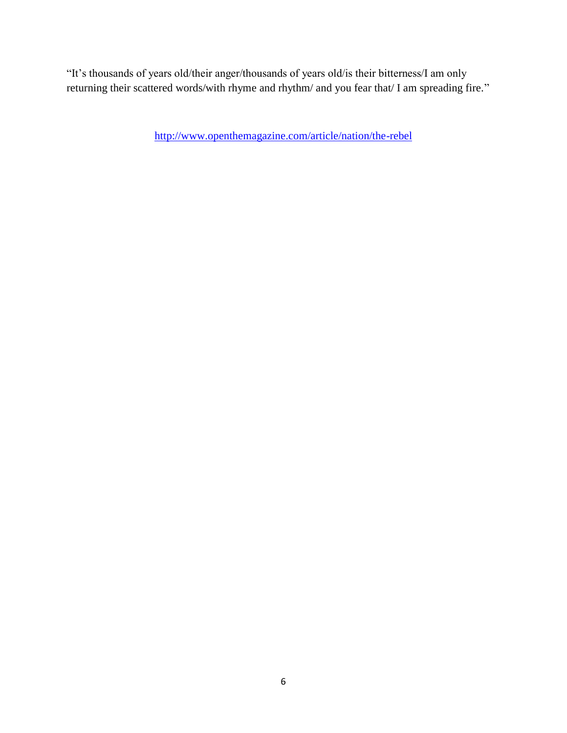"It's thousands of years old/their anger/thousands of years old/is their bitterness/I am only returning their scattered words/with rhyme and rhythm/ and you fear that/ I am spreading fire."

http://www.openthemagazine.com/article/nation/the-rebel